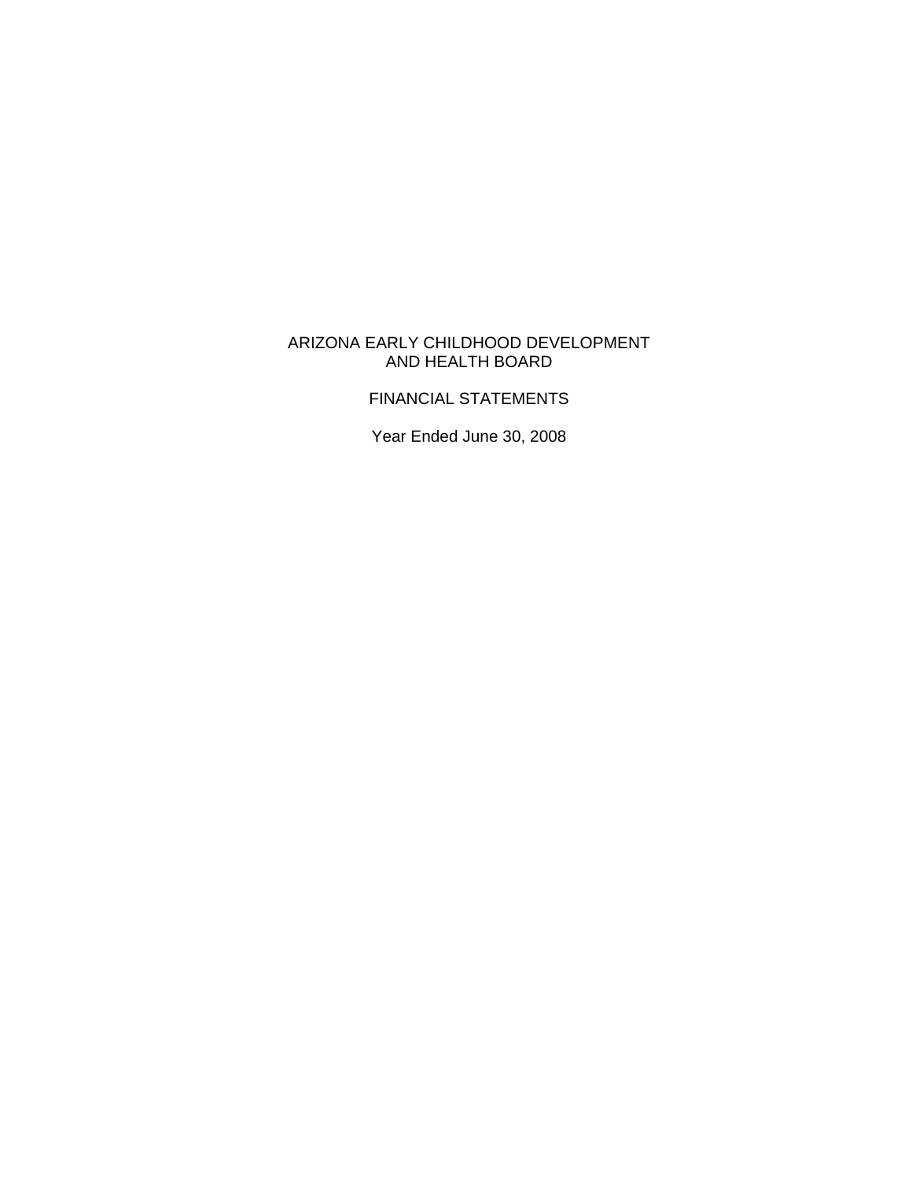# ARIZONA EARLY CHILDHOOD DEVELOPMENT AND HEALTH BOARD

## FINANCIAL STATEMENTS

Year Ended June 30, 2008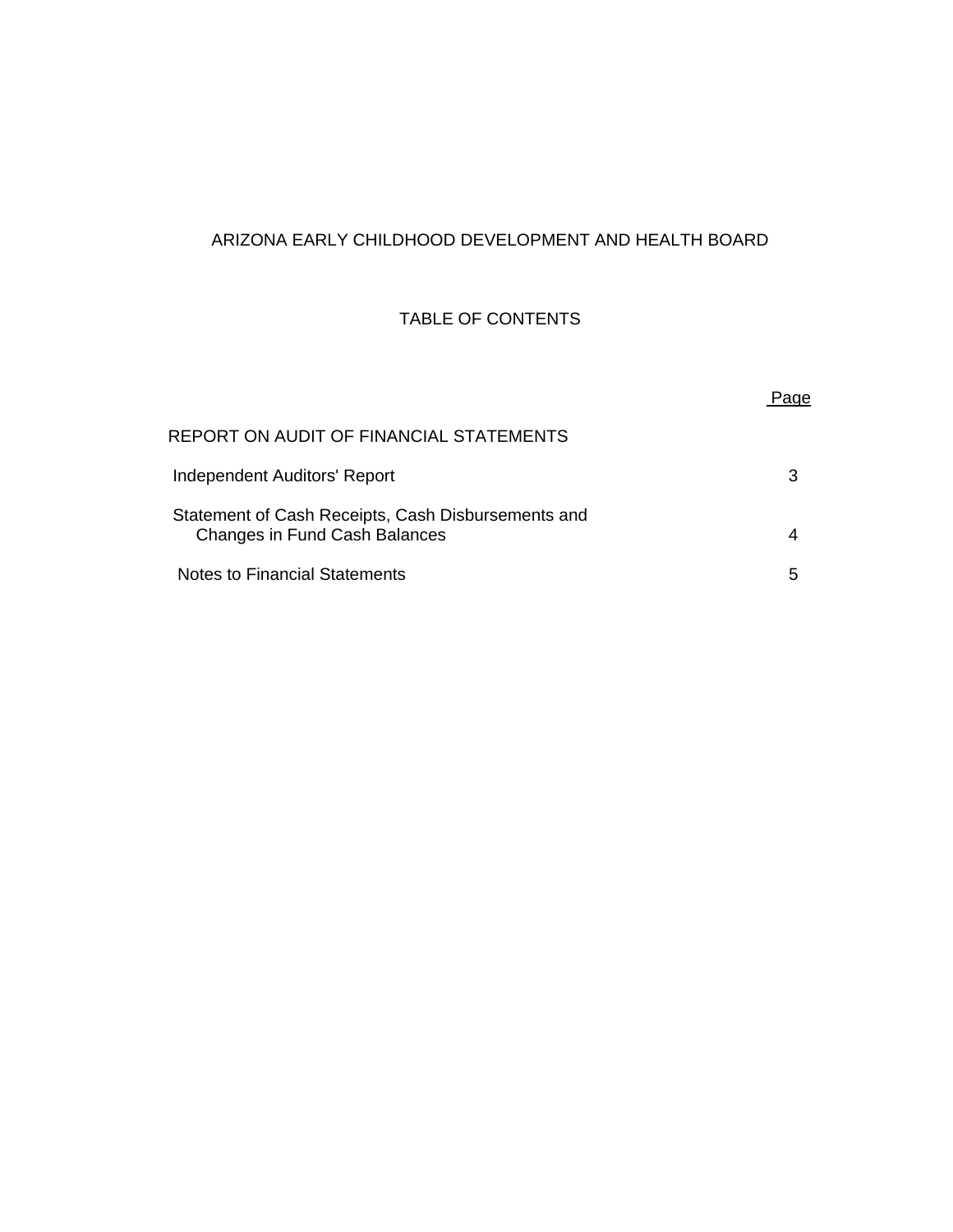# ARIZONA EARLY CHILDHOOD DEVELOPMENT AND HEALTH BOARD

## TABLE OF CONTENTS

| | Page |
|---|---|
| REPORT ON AUDIT OF FINANCIAL STATEMENTS | |
| Independent Auditors' Report | 3 |
| Statement of Cash Receipts, Cash Disbursements and Changes in Fund Cash Balances | 4 |
| Notes to Financial Statements | 5 |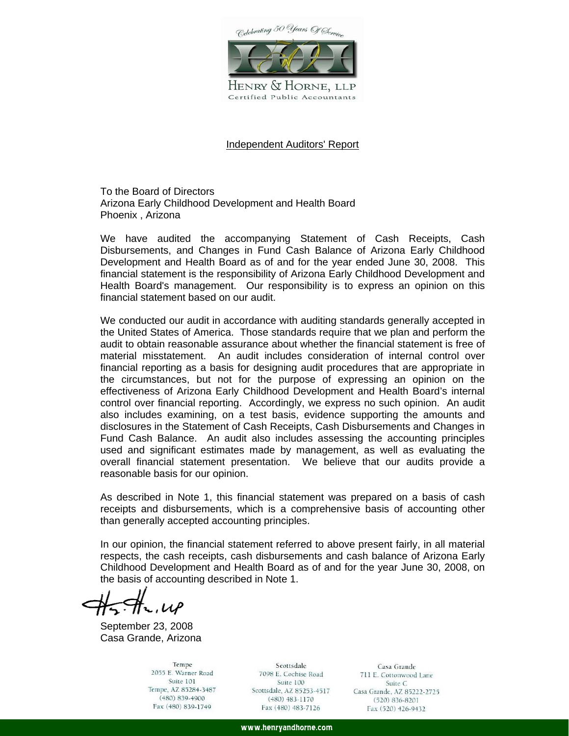Celebrating 50 Years Of Service

HENRY & HORNE, LLP
Certified Public Accountants

## Independent Auditors' Report

To the Board of Directors
Arizona Early Childhood Development and Health Board
Phoenix , Arizona

We have audited the accompanying Statement of Cash Receipts, Cash Disbursements, and Changes in Fund Cash Balance of Arizona Early Childhood Development and Health Board as of and for the year ended June 30, 2008. This financial statement is the responsibility of Arizona Early Childhood Development and Health Board's management. Our responsibility is to express an opinion on this financial statement based on our audit.

We conducted our audit in accordance with auditing standards generally accepted in the United States of America. Those standards require that we plan and perform the audit to obtain reasonable assurance about whether the financial statement is free of material misstatement. An audit includes consideration of internal control over financial reporting as a basis for designing audit procedures that are appropriate in the circumstances, but not for the purpose of expressing an opinion on the effectiveness of Arizona Early Childhood Development and Health Board's internal control over financial reporting. Accordingly, we express no such opinion. An audit also includes examining, on a test basis, evidence supporting the amounts and disclosures in the Statement of Cash Receipts, Cash Disbursements and Changes in Fund Cash Balance. An audit also includes assessing the accounting principles used and significant estimates made by management, as well as evaluating the overall financial statement presentation. We believe that our audits provide a reasonable basis for our opinion.

As described in Note 1, this financial statement was prepared on a basis of cash receipts and disbursements, which is a comprehensive basis of accounting other than generally accepted accounting principles.

In our opinion, the financial statement referred to above present fairly, in all material respects, the cash receipts, cash disbursements and cash balance of Arizona Early Childhood Development and Health Board as of and for the year June 30, 2008, on the basis of accounting described in Note 1.

H&H, LLP

September 23, 2008
Casa Grande, Arizona

Tempe
2055 E. Warner Road
Suite 101
Tempe, AZ 85284-3487
(480) 839-4900
Fax (480) 839-1749

Scottsdale
7098 E. Cochise Road
Suite 100
Scottsdale, AZ 85253-4517
(480) 483-1170
Fax (480) 483-7126

Casa Grande
711 E. Cottonwood Lane
Suite C
Casa Grande, AZ 85222-2725
(520) 836-8201
Fax (520) 426-9432

www.henryandhorne.com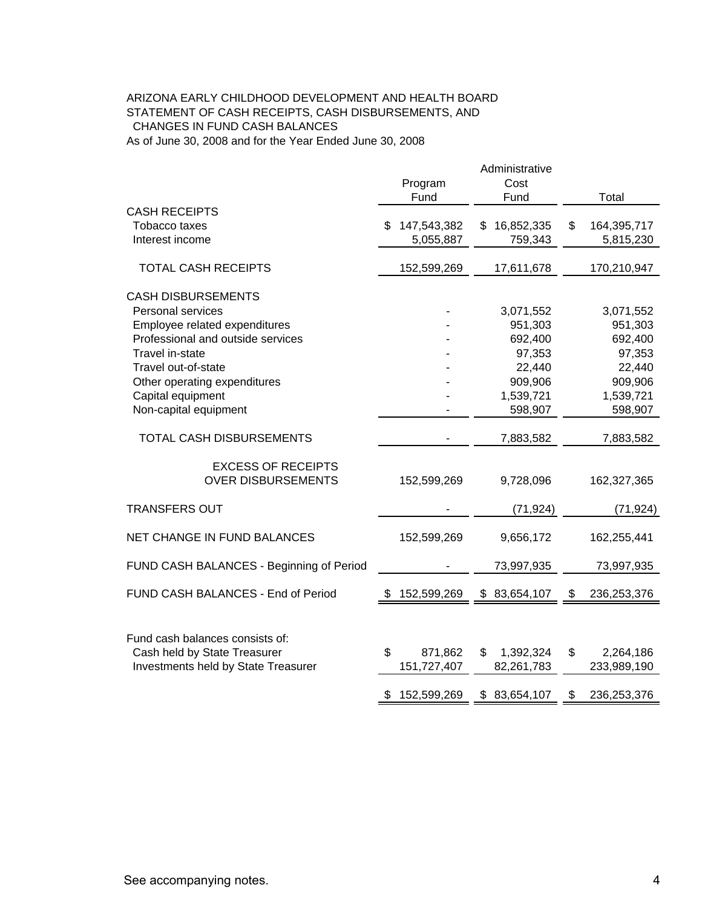ARIZONA EARLY CHILDHOOD DEVELOPMENT AND HEALTH BOARD
STATEMENT OF CASH RECEIPTS, CASH DISBURSEMENTS, AND
CHANGES IN FUND CASH BALANCES
As of June 30, 2008 and for the Year Ended June 30, 2008

| | Program Fund | Administrative Cost Fund | Total |
|---|---|---|---|
| **CASH RECEIPTS** | | | |
| Tobacco taxes | $ 147,543,382 | $ 16,852,335 | $ 164,395,717 |
| Interest income | 5,055,887 | 759,343 | 5,815,230 |
| TOTAL CASH RECEIPTS | 152,599,269 | 17,611,678 | 170,210,947 |
| **CASH DISBURSEMENTS** | | | |
| Personal services | - | 3,071,552 | 3,071,552 |
| Employee related expenditures | - | 951,303 | 951,303 |
| Professional and outside services | - | 692,400 | 692,400 |
| Travel in-state | - | 97,353 | 97,353 |
| Travel out-of-state | - | 22,440 | 22,440 |
| Other operating expenditures | - | 909,906 | 909,906 |
| Capital equipment | - | 1,539,721 | 1,539,721 |
| Non-capital equipment | - | 598,907 | 598,907 |
| TOTAL CASH DISBURSEMENTS | - | 7,883,582 | 7,883,582 |
| EXCESS OF RECEIPTS OVER DISBURSEMENTS | 152,599,269 | 9,728,096 | 162,327,365 |
| TRANSFERS OUT | - | (71,924) | (71,924) |
| NET CHANGE IN FUND BALANCES | 152,599,269 | 9,656,172 | 162,255,441 |
| FUND CASH BALANCES - Beginning of Period | - | 73,997,935 | 73,997,935 |
| FUND CASH BALANCES - End of Period | $ 152,599,269 | $ 83,654,107 | $ 236,253,376 |
| | | | |
| Fund cash balances consists of: | | | |
| Cash held by State Treasurer | $ 871,862 | $ 1,392,324 | $ 2,264,186 |
| Investments held by State Treasurer | 151,727,407 | 82,261,783 | 233,989,190 |
| | $ 152,599,269 | $ 83,654,107 | $ 236,253,376 |

See accompanying notes.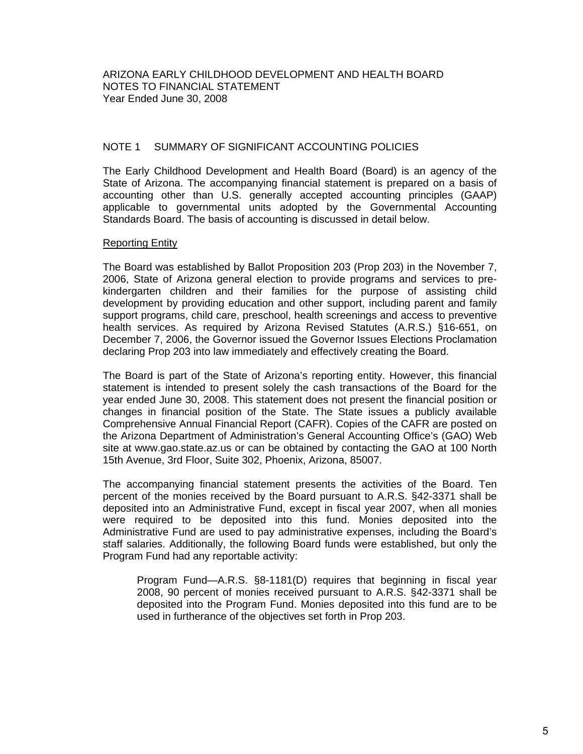ARIZONA EARLY CHILDHOOD DEVELOPMENT AND HEALTH BOARD
NOTES TO FINANCIAL STATEMENT
Year Ended June 30, 2008

## NOTE 1 SUMMARY OF SIGNIFICANT ACCOUNTING POLICIES

The Early Childhood Development and Health Board (Board) is an agency of the State of Arizona. The accompanying financial statement is prepared on a basis of accounting other than U.S. generally accepted accounting principles (GAAP) applicable to governmental units adopted by the Governmental Accounting Standards Board. The basis of accounting is discussed in detail below.

### Reporting Entity

The Board was established by Ballot Proposition 203 (Prop 203) in the November 7, 2006, State of Arizona general election to provide programs and services to pre-kindergarten children and their families for the purpose of assisting child development by providing education and other support, including parent and family support programs, child care, preschool, health screenings and access to preventive health services. As required by Arizona Revised Statutes (A.R.S.) §16-651, on December 7, 2006, the Governor issued the Governor Issues Elections Proclamation declaring Prop 203 into law immediately and effectively creating the Board.

The Board is part of the State of Arizona's reporting entity. However, this financial statement is intended to present solely the cash transactions of the Board for the year ended June 30, 2008. This statement does not present the financial position or changes in financial position of the State. The State issues a publicly available Comprehensive Annual Financial Report (CAFR). Copies of the CAFR are posted on the Arizona Department of Administration's General Accounting Office's (GAO) Web site at www.gao.state.az.us or can be obtained by contacting the GAO at 100 North 15th Avenue, 3rd Floor, Suite 302, Phoenix, Arizona, 85007.

The accompanying financial statement presents the activities of the Board. Ten percent of the monies received by the Board pursuant to A.R.S. §42-3371 shall be deposited into an Administrative Fund, except in fiscal year 2007, when all monies were required to be deposited into this fund. Monies deposited into the Administrative Fund are used to pay administrative expenses, including the Board's staff salaries. Additionally, the following Board funds were established, but only the Program Fund had any reportable activity:

> Program Fund—A.R.S. §8-1181(D) requires that beginning in fiscal year 2008, 90 percent of monies received pursuant to A.R.S. §42-3371 shall be deposited into the Program Fund. Monies deposited into this fund are to be used in furtherance of the objectives set forth in Prop 203.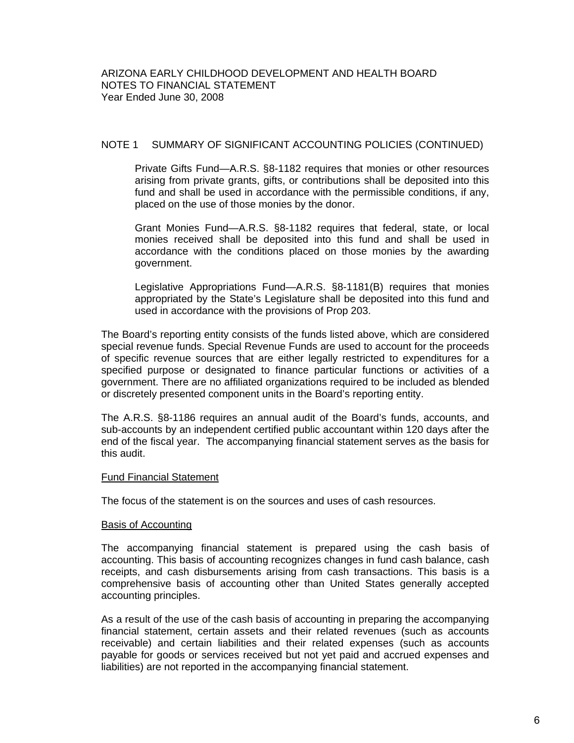## NOTE 1 SUMMARY OF SIGNIFICANT ACCOUNTING POLICIES (CONTINUED)

Private Gifts Fund—A.R.S. §8-1182 requires that monies or other resources arising from private grants, gifts, or contributions shall be deposited into this fund and shall be used in accordance with the permissible conditions, if any, placed on the use of those monies by the donor.

Grant Monies Fund—A.R.S. §8-1182 requires that federal, state, or local monies received shall be deposited into this fund and shall be used in accordance with the conditions placed on those monies by the awarding government.

Legislative Appropriations Fund—A.R.S. §8-1181(B) requires that monies appropriated by the State's Legislature shall be deposited into this fund and used in accordance with the provisions of Prop 203.

The Board's reporting entity consists of the funds listed above, which are considered special revenue funds. Special Revenue Funds are used to account for the proceeds of specific revenue sources that are either legally restricted to expenditures for a specified purpose or designated to finance particular functions or activities of a government. There are no affiliated organizations required to be included as blended or discretely presented component units in the Board's reporting entity.

The A.R.S. §8-1186 requires an annual audit of the Board's funds, accounts, and sub-accounts by an independent certified public accountant within 120 days after the end of the fiscal year. The accompanying financial statement serves as the basis for this audit.

### Fund Financial Statement

The focus of the statement is on the sources and uses of cash resources.

### Basis of Accounting

The accompanying financial statement is prepared using the cash basis of accounting. This basis of accounting recognizes changes in fund cash balance, cash receipts, and cash disbursements arising from cash transactions. This basis is a comprehensive basis of accounting other than United States generally accepted accounting principles.

As a result of the use of the cash basis of accounting in preparing the accompanying financial statement, certain assets and their related revenues (such as accounts receivable) and certain liabilities and their related expenses (such as accounts payable for goods or services received but not yet paid and accrued expenses and liabilities) are not reported in the accompanying financial statement.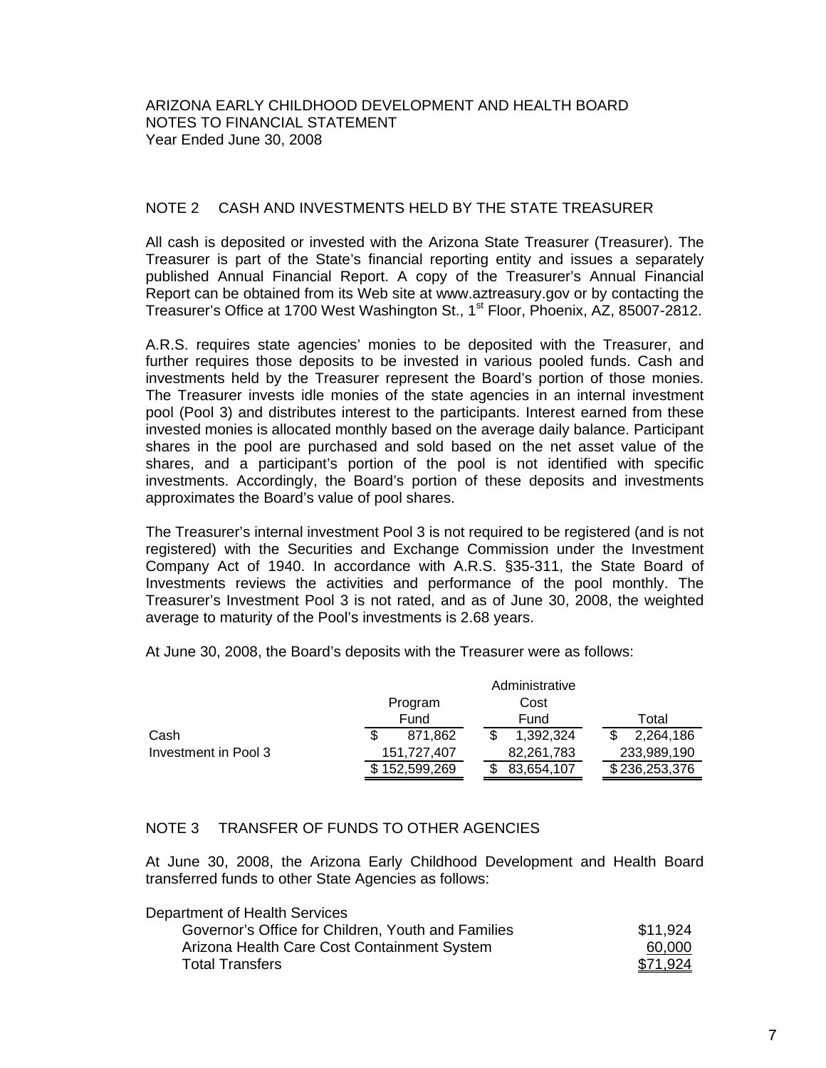ARIZONA EARLY CHILDHOOD DEVELOPMENT AND HEALTH BOARD
NOTES TO FINANCIAL STATEMENT
Year Ended June 30, 2008

## NOTE 2 CASH AND INVESTMENTS HELD BY THE STATE TREASURER

All cash is deposited or invested with the Arizona State Treasurer (Treasurer). The Treasurer is part of the State's financial reporting entity and issues a separately published Annual Financial Report. A copy of the Treasurer's Annual Financial Report can be obtained from its Web site at www.aztreasury.gov or by contacting the Treasurer's Office at 1700 West Washington St., 1st Floor, Phoenix, AZ, 85007-2812.

A.R.S. requires state agencies' monies to be deposited with the Treasurer, and further requires those deposits to be invested in various pooled funds. Cash and investments held by the Treasurer represent the Board's portion of those monies. The Treasurer invests idle monies of the state agencies in an internal investment pool (Pool 3) and distributes interest to the participants. Interest earned from these invested monies is allocated monthly based on the average daily balance. Participant shares in the pool are purchased and sold based on the net asset value of the shares, and a participant's portion of the pool is not identified with specific investments. Accordingly, the Board's portion of these deposits and investments approximates the Board's value of pool shares.

The Treasurer's internal investment Pool 3 is not required to be registered (and is not registered) with the Securities and Exchange Commission under the Investment Company Act of 1940. In accordance with A.R.S. §35-311, the State Board of Investments reviews the activities and performance of the pool monthly. The Treasurer's Investment Pool 3 is not rated, and as of June 30, 2008, the weighted average to maturity of the Pool's investments is 2.68 years.

At June 30, 2008, the Board's deposits with the Treasurer were as follows:

| | Program Fund | Administrative Cost Fund | Total |
|---|---|---|---|
| Cash | $ 871,862 | $ 1,392,324 | $ 2,264,186 |
| Investment in Pool 3 | 151,727,407 | 82,261,783 | 233,989,190 |
| | $ 152,599,269 | $ 83,654,107 | $ 236,253,376 |

## NOTE 3 TRANSFER OF FUNDS TO OTHER AGENCIES

At June 30, 2008, the Arizona Early Childhood Development and Health Board transferred funds to other State Agencies as follows:

| | |
|---|---|
| Department of Health Services | |
| Governor's Office for Children, Youth and Families | $11,924 |
| Arizona Health Care Cost Containment System | 60,000 |
| Total Transfers | $71,924 |